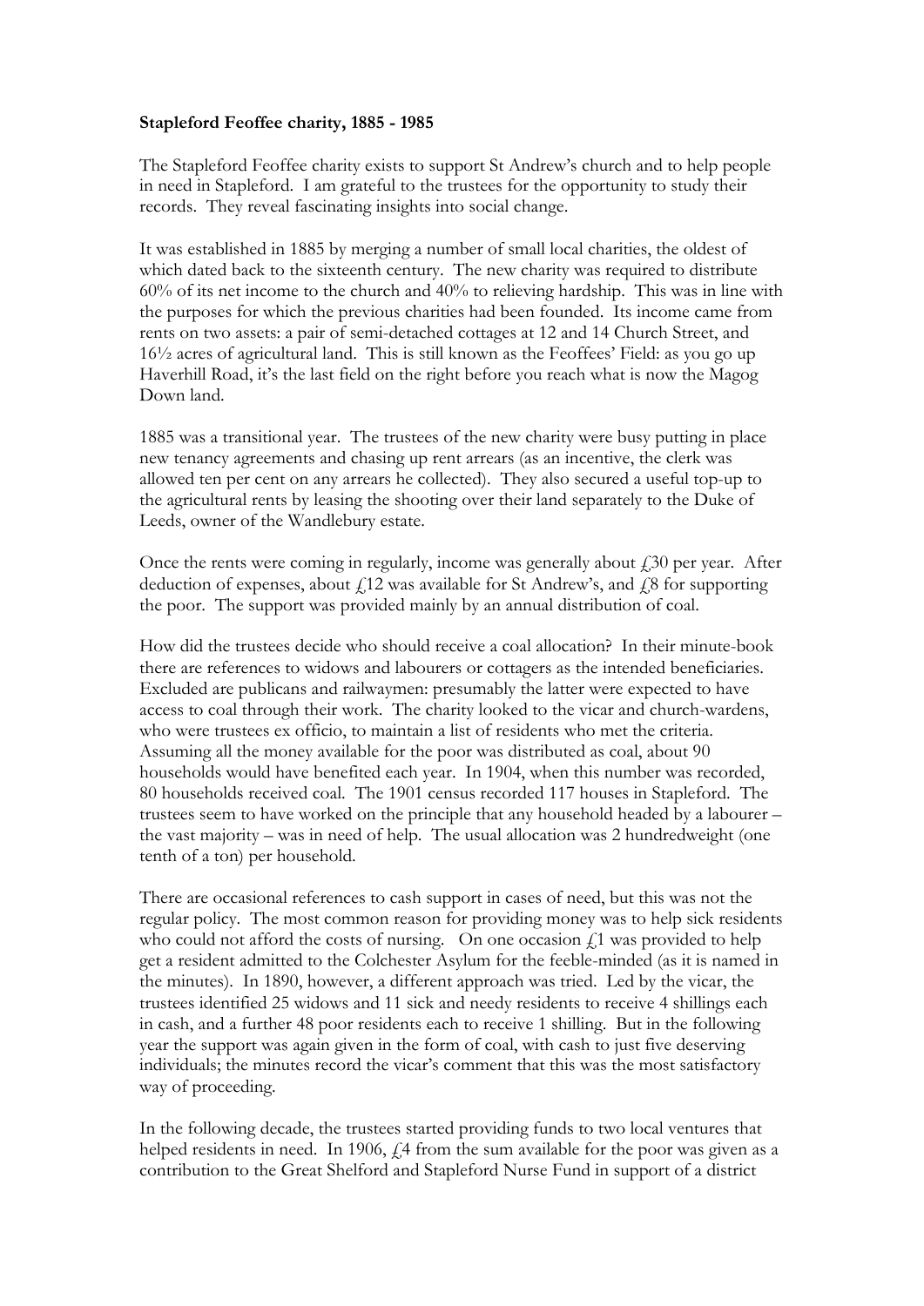**Stapleford Feoffee charity, 1885 - 1985**

The Stapleford Feoffee charity exists to support St Andrew's church and to help people in need in Stapleford. I am grateful to the trustees for the opportunity to study their records. They reveal fascinating insights into social change.

It was established in 1885 by merging a number of small local charities, the oldest of which dated back to the sixteenth century. The new charity was required to distribute 60% of its net income to the church and 40% to relieving hardship. This was in line with the purposes for which the previous charities had been founded. Its income came from rents on two assets: a pair of semi-detached cottages at 12 and 14 Church Street, and 16½ acres of agricultural land. This is still known as the Feoffees' Field: as you go up Haverhill Road, it's the last field on the right before you reach what is now the Magog Down land.

1885 was a transitional year. The trustees of the new charity were busy putting in place new tenancy agreements and chasing up rent arrears (as an incentive, the clerk was allowed ten per cent on any arrears he collected). They also secured a useful top-up to the agricultural rents by leasing the shooting over their land separately to the Duke of Leeds, owner of the Wandlebury estate.

Once the rents were coming in regularly, income was generally about £30 per year. After deduction of expenses, about £12 was available for St Andrew's, and £8 for supporting the poor. The support was provided mainly by an annual distribution of coal.

How did the trustees decide who should receive a coal allocation? In their minute-book there are references to widows and labourers or cottagers as the intended beneficiaries. Excluded are publicans and railwaymen: presumably the latter were expected to have access to coal through their work. The charity looked to the vicar and church-wardens, who were trustees ex officio, to maintain a list of residents who met the criteria. Assuming all the money available for the poor was distributed as coal, about 90 households would have benefited each year. In 1904, when this number was recorded, 80 households received coal. The 1901 census recorded 117 houses in Stapleford. The trustees seem to have worked on the principle that any household headed by a labourer – the vast majority – was in need of help. The usual allocation was 2 hundredweight (one tenth of a ton) per household.

There are occasional references to cash support in cases of need, but this was not the regular policy. The most common reason for providing money was to help sick residents who could not afford the costs of nursing. On one occasion £1 was provided to help get a resident admitted to the Colchester Asylum for the feeble-minded (as it is named in the minutes). In 1890, however, a different approach was tried. Led by the vicar, the trustees identified 25 widows and 11 sick and needy residents to receive 4 shillings each in cash, and a further 48 poor residents each to receive 1 shilling. But in the following year the support was again given in the form of coal, with cash to just five deserving individuals; the minutes record the vicar's comment that this was the most satisfactory way of proceeding.

In the following decade, the trustees started providing funds to two local ventures that helped residents in need. In 1906, £4 from the sum available for the poor was given as a contribution to the Great Shelford and Stapleford Nurse Fund in support of a district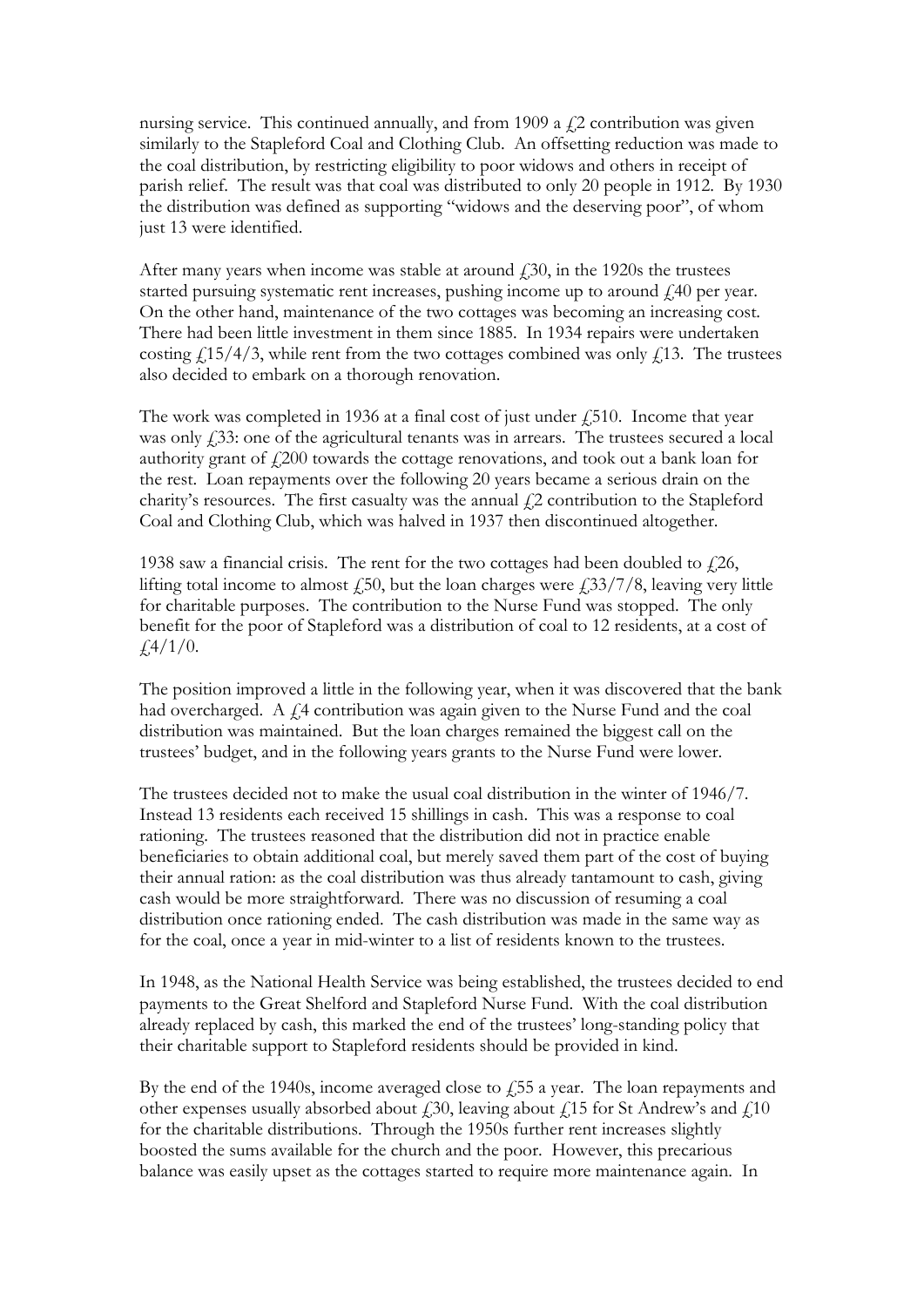nursing service. This continued annually, and from 1909 a £2 contribution was given similarly to the Stapleford Coal and Clothing Club. An offsetting reduction was made to the coal distribution, by restricting eligibility to poor widows and others in receipt of parish relief. The result was that coal was distributed to only 20 people in 1912. By 1930 the distribution was defined as supporting "widows and the deserving poor", of whom just 13 were identified.

After many years when income was stable at around £30, in the 1920s the trustees started pursuing systematic rent increases, pushing income up to around £40 per year. On the other hand, maintenance of the two cottages was becoming an increasing cost. There had been little investment in them since 1885. In 1934 repairs were undertaken costing £15/4/3, while rent from the two cottages combined was only £13. The trustees also decided to embark on a thorough renovation.

The work was completed in 1936 at a final cost of just under £510. Income that year was only £33: one of the agricultural tenants was in arrears. The trustees secured a local authority grant of £200 towards the cottage renovations, and took out a bank loan for the rest. Loan repayments over the following 20 years became a serious drain on the charity's resources. The first casualty was the annual £2 contribution to the Stapleford Coal and Clothing Club, which was halved in 1937 then discontinued altogether.

1938 saw a financial crisis. The rent for the two cottages had been doubled to £26, lifting total income to almost £50, but the loan charges were £33/7/8, leaving very little for charitable purposes. The contribution to the Nurse Fund was stopped. The only benefit for the poor of Stapleford was a distribution of coal to 12 residents, at a cost of £4/1/0.

The position improved a little in the following year, when it was discovered that the bank had overcharged. A £4 contribution was again given to the Nurse Fund and the coal distribution was maintained. But the loan charges remained the biggest call on the trustees' budget, and in the following years grants to the Nurse Fund were lower.

The trustees decided not to make the usual coal distribution in the winter of 1946/7. Instead 13 residents each received 15 shillings in cash. This was a response to coal rationing. The trustees reasoned that the distribution did not in practice enable beneficiaries to obtain additional coal, but merely saved them part of the cost of buying their annual ration: as the coal distribution was thus already tantamount to cash, giving cash would be more straightforward. There was no discussion of resuming a coal distribution once rationing ended. The cash distribution was made in the same way as for the coal, once a year in mid-winter to a list of residents known to the trustees.

In 1948, as the National Health Service was being established, the trustees decided to end payments to the Great Shelford and Stapleford Nurse Fund. With the coal distribution already replaced by cash, this marked the end of the trustees' long-standing policy that their charitable support to Stapleford residents should be provided in kind.

By the end of the 1940s, income averaged close to £55 a year. The loan repayments and other expenses usually absorbed about £30, leaving about £15 for St Andrew's and £10 for the charitable distributions. Through the 1950s further rent increases slightly boosted the sums available for the church and the poor. However, this precarious balance was easily upset as the cottages started to require more maintenance again. In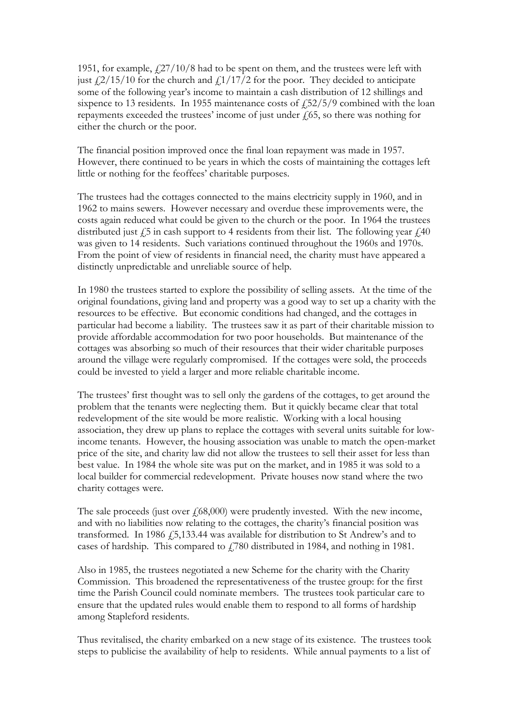1951, for example, £27/10/8 had to be spent on them, and the trustees were left with just £2/15/10 for the church and £1/17/2 for the poor. They decided to anticipate some of the following year's income to maintain a cash distribution of 12 shillings and sixpence to 13 residents. In 1955 maintenance costs of £52/5/9 combined with the loan repayments exceeded the trustees' income of just under £65, so there was nothing for either the church or the poor.

The financial position improved once the final loan repayment was made in 1957. However, there continued to be years in which the costs of maintaining the cottages left little or nothing for the feoffees' charitable purposes.

The trustees had the cottages connected to the mains electricity supply in 1960, and in 1962 to mains sewers. However necessary and overdue these improvements were, the costs again reduced what could be given to the church or the poor. In 1964 the trustees distributed just £5 in cash support to 4 residents from their list. The following year £40 was given to 14 residents. Such variations continued throughout the 1960s and 1970s. From the point of view of residents in financial need, the charity must have appeared a distinctly unpredictable and unreliable source of help.

In 1980 the trustees started to explore the possibility of selling assets. At the time of the original foundations, giving land and property was a good way to set up a charity with the resources to be effective. But economic conditions had changed, and the cottages in particular had become a liability. The trustees saw it as part of their charitable mission to provide affordable accommodation for two poor households. But maintenance of the cottages was absorbing so much of their resources that their wider charitable purposes around the village were regularly compromised. If the cottages were sold, the proceeds could be invested to yield a larger and more reliable charitable income.

The trustees' first thought was to sell only the gardens of the cottages, to get around the problem that the tenants were neglecting them. But it quickly became clear that total redevelopment of the site would be more realistic. Working with a local housing association, they drew up plans to replace the cottages with several units suitable for low-income tenants. However, the housing association was unable to match the open-market price of the site, and charity law did not allow the trustees to sell their asset for less than best value. In 1984 the whole site was put on the market, and in 1985 it was sold to a local builder for commercial redevelopment. Private houses now stand where the two charity cottages were.

The sale proceeds (just over £68,000) were prudently invested. With the new income, and with no liabilities now relating to the cottages, the charity's financial position was transformed. In 1986 £5,133.44 was available for distribution to St Andrew's and to cases of hardship. This compared to £780 distributed in 1984, and nothing in 1981.

Also in 1985, the trustees negotiated a new Scheme for the charity with the Charity Commission. This broadened the representativeness of the trustee group: for the first time the Parish Council could nominate members. The trustees took particular care to ensure that the updated rules would enable them to respond to all forms of hardship among Stapleford residents.

Thus revitalised, the charity embarked on a new stage of its existence. The trustees took steps to publicise the availability of help to residents. While annual payments to a list of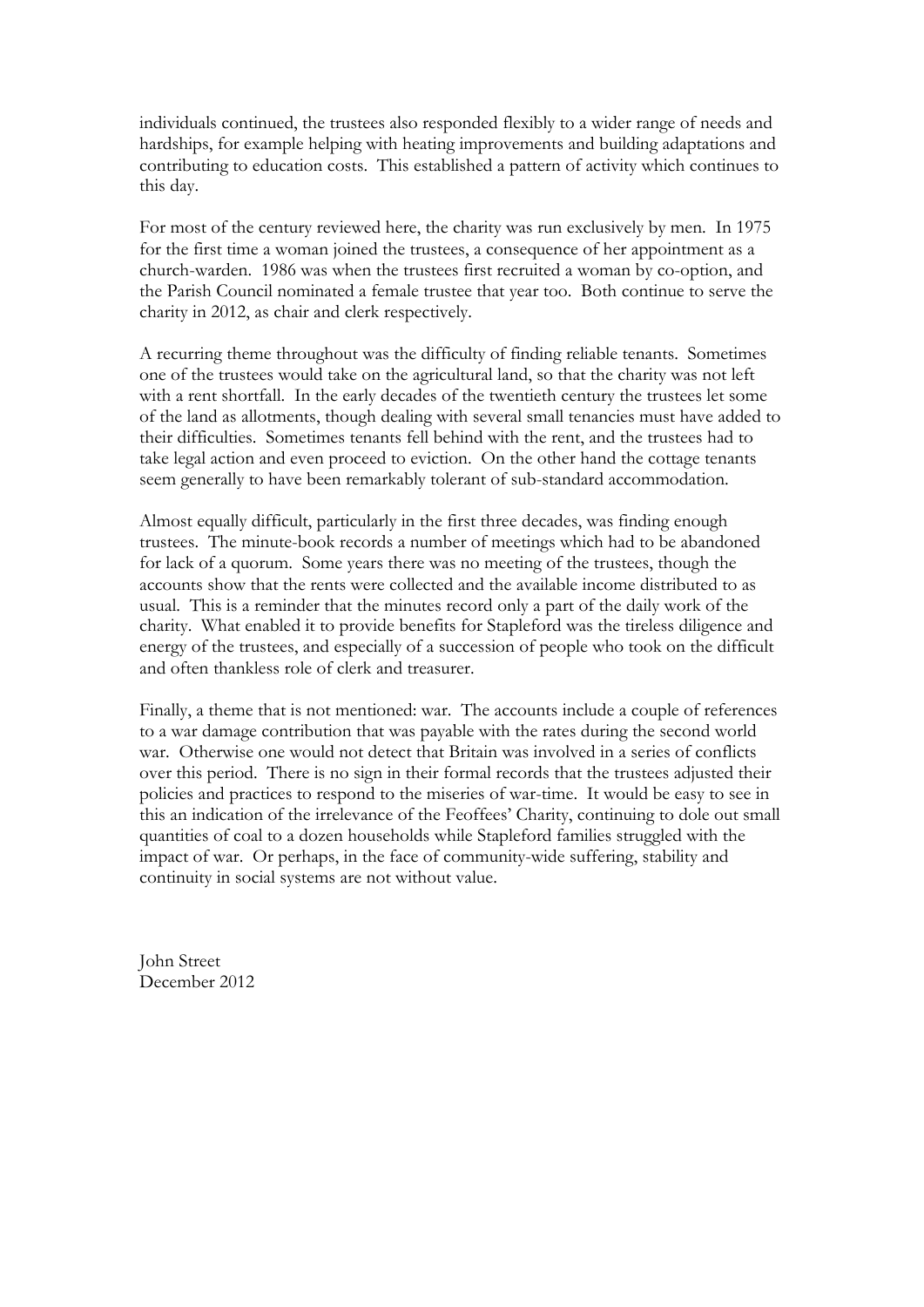individuals continued, the trustees also responded flexibly to a wider range of needs and hardships, for example helping with heating improvements and building adaptations and contributing to education costs. This established a pattern of activity which continues to this day.

For most of the century reviewed here, the charity was run exclusively by men. In 1975 for the first time a woman joined the trustees, a consequence of her appointment as a church-warden. 1986 was when the trustees first recruited a woman by co-option, and the Parish Council nominated a female trustee that year too. Both continue to serve the charity in 2012, as chair and clerk respectively.

A recurring theme throughout was the difficulty of finding reliable tenants. Sometimes one of the trustees would take on the agricultural land, so that the charity was not left with a rent shortfall. In the early decades of the twentieth century the trustees let some of the land as allotments, though dealing with several small tenancies must have added to their difficulties. Sometimes tenants fell behind with the rent, and the trustees had to take legal action and even proceed to eviction. On the other hand the cottage tenants seem generally to have been remarkably tolerant of sub-standard accommodation.

Almost equally difficult, particularly in the first three decades, was finding enough trustees. The minute-book records a number of meetings which had to be abandoned for lack of a quorum. Some years there was no meeting of the trustees, though the accounts show that the rents were collected and the available income distributed to as usual. This is a reminder that the minutes record only a part of the daily work of the charity. What enabled it to provide benefits for Stapleford was the tireless diligence and energy of the trustees, and especially of a succession of people who took on the difficult and often thankless role of clerk and treasurer.

Finally, a theme that is not mentioned: war. The accounts include a couple of references to a war damage contribution that was payable with the rates during the second world war. Otherwise one would not detect that Britain was involved in a series of conflicts over this period. There is no sign in their formal records that the trustees adjusted their policies and practices to respond to the miseries of war-time. It would be easy to see in this an indication of the irrelevance of the Feoffees' Charity, continuing to dole out small quantities of coal to a dozen households while Stapleford families struggled with the impact of war. Or perhaps, in the face of community-wide suffering, stability and continuity in social systems are not without value.

John Street
December 2012